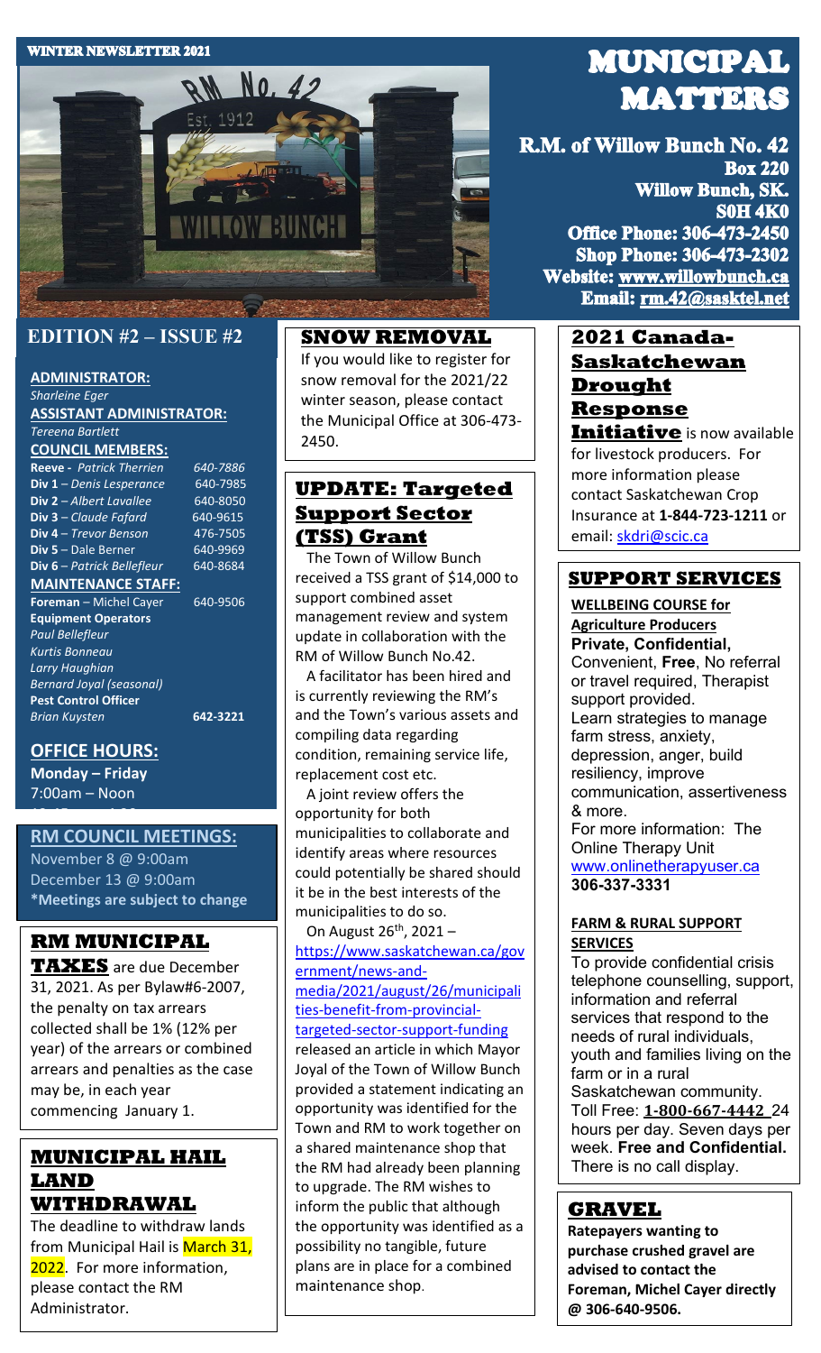WINTER NEWSLETTER 2021

# MUNICIPAL MATTERS

**R.M. of Willow Bunch No. 42**
**Box 220**
**Willow Bunch, SK.**
**S0H 4K0**
**Office Phone: 306-473-2450**
**Shop Phone: 306-473-2302**
**Website: www.willowbunch.ca**
**Email: rm.42@sasktel.net**

## EDITION #2 – ISSUE #2

**ADMINISTRATOR:**
*Sharleine Eger*
**ASSISTANT ADMINISTRATOR:**
*Tereena Bartlett*

**COUNCIL MEMBERS:**

| | |
|---|---|
| **Reeve** - *Patrick Therrien* | *640-7886* |
| **Div 1** – *Denis Lesperance* | 640-7985 |
| **Div 2** – *Albert Lavallee* | 640-8050 |
| **Div 3** – *Claude Fafard* | 640-9615 |
| **Div 4** – *Trevor Benson* | 476-7505 |
| **Div 5** – Dale Berner | 640-9969 |
| **Div 6** – *Patrick Bellefleur* | 640-8684 |

**MAINTENANCE STAFF:**

**Foreman** – Michel Cayer 640-9506
**Equipment Operators**
*Paul Bellefleur*
*Kurtis Bonneau*
*Larry Haughian*
*Bernard Joyal (seasonal)*
**Pest Control Officer**
*Brian Kuysten* **642-3221**

## OFFICE HOURS:

**Monday – Friday**
7:00am – Noon

## RM COUNCIL MEETINGS:

November 8 @ 9:00am
December 13 @ 9:00am
**\*Meetings are subject to change**

## RM MUNICIPAL TAXES

**RM MUNICIPAL TAXES** are due December 31, 2021. As per Bylaw#6-2007, the penalty on tax arrears collected shall be 1% (12% per year) of the arrears or combined arrears and penalties as the case may be, in each year commencing January 1.

## MUNICIPAL HAIL LAND WITHDRAWAL

The deadline to withdraw lands from Municipal Hail is March 31, 2022. For more information, please contact the RM Administrator.

## SNOW REMOVAL

If you would like to register for snow removal for the 2021/22 winter season, please contact the Municipal Office at 306-473-2450.

## UPDATE: Targeted Support Sector (TSS) Grant

The Town of Willow Bunch received a TSS grant of $14,000 to support combined asset management review and system update in collaboration with the RM of Willow Bunch No.42.

A facilitator has been hired and is currently reviewing the RM's and the Town's various assets and compiling data regarding condition, remaining service life, replacement cost etc.

A joint review offers the opportunity for both municipalities to collaborate and identify areas where resources could potentially be shared should it be in the best interests of the municipalities to do so.

On August 26th, 2021 – https://www.saskatchewan.ca/government/news-and-media/2021/august/26/municipalities-benefit-from-provincial-targeted-sector-support-funding released an article in which Mayor Joyal of the Town of Willow Bunch provided a statement indicating an opportunity was identified for the Town and RM to work together on a shared maintenance shop that the RM had already been planning to upgrade. The RM wishes to inform the public that although the opportunity was identified as a possibility no tangible, future plans are in place for a combined maintenance shop.

## 2021 Canada-Saskatchewan Drought Response Initiative

**2021 Canada-Saskatchewan Drought Response Initiative** is now available for livestock producers. For more information please contact Saskatchewan Crop Insurance at **1-844-723-1211** or email: skdri@scic.ca

## SUPPORT SERVICES

**WELLBEING COURSE for Agriculture Producers**

**Private, Confidential,** Convenient, **Free**, No referral or travel required, Therapist support provided.
Learn strategies to manage farm stress, anxiety, depression, anger, build resiliency, improve communication, assertiveness & more.
For more information: The Online Therapy Unit
www.onlinetherapyuser.ca
**306-337-3331**

**FARM & RURAL SUPPORT SERVICES**

To provide confidential crisis telephone counselling, support, information and referral services that respond to the needs of rural individuals, youth and families living on the farm or in a rural Saskatchewan community.
Toll Free: **1-800-667-4442** 24 hours per day. Seven days per week. **Free and Confidential.** There is no call display.

## GRAVEL

**Ratepayers wanting to purchase crushed gravel are advised to contact the Foreman, Michel Cayer directly @ 306-640-9506.**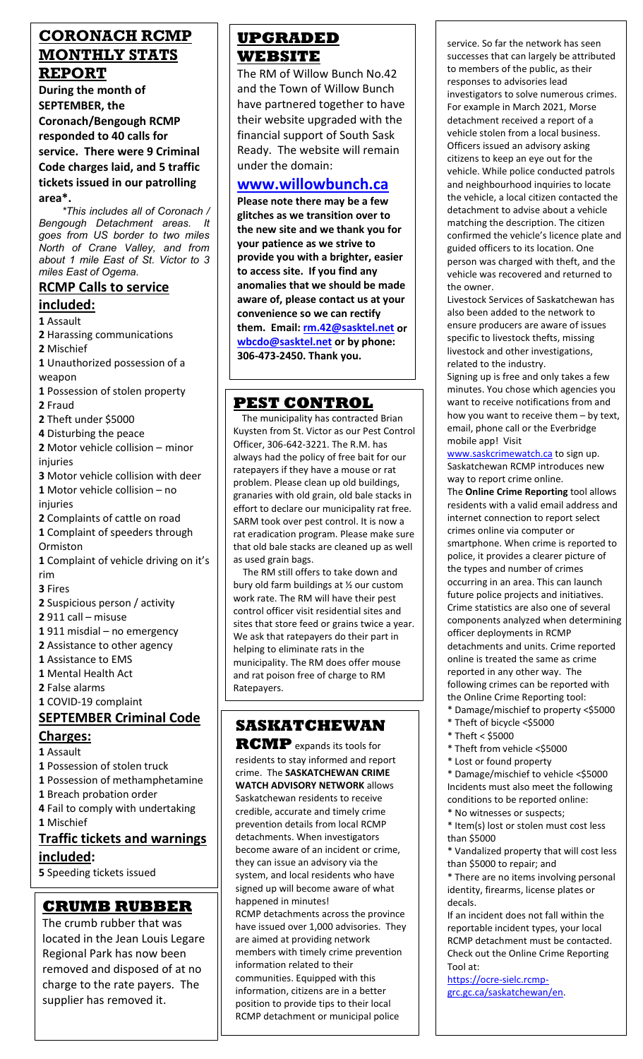## CORONACH RCMP MONTHLY STATS REPORT

**During the month of SEPTEMBER, the Coronach/Bengough RCMP responded to 40 calls for service. There were 9 Criminal Code charges laid, and 5 traffic tickets issued in our patrolling area*.**

*\*This includes all of Coronach / Bengough Detachment areas. It goes from US border to two miles North of Crane Valley, and from about 1 mile East of St. Victor to 3 miles East of Ogema.*

### RCMP Calls to service included:

**1** Assault
**2** Harassing communications
**2** Mischief
**1** Unauthorized possession of a weapon
**1** Possession of stolen property
**2** Fraud
**2** Theft under $5000
**4** Disturbing the peace
**2** Motor vehicle collision – minor injuries
**3** Motor vehicle collision with deer
**1** Motor vehicle collision – no injuries
**2** Complaints of cattle on road
**1** Complaint of speeders through Ormiston
**1** Complaint of vehicle driving on it's rim
**3** Fires
**2** Suspicious person / activity
**2** 911 call – misuse
**1** 911 misdial – no emergency
**2** Assistance to other agency
**1** Assistance to EMS
**1** Mental Health Act
**2** False alarms
**1** COVID-19 complaint

### SEPTEMBER Criminal Code Charges:

**1** Assault
**1** Possession of stolen truck
**1** Possession of methamphetamine
**1** Breach probation order
**4** Fail to comply with undertaking
**1** Mischief

### Traffic tickets and warnings included:

**5** Speeding tickets issued

## CRUMB RUBBER

The crumb rubber that was located in the Jean Louis Legare Regional Park has now been removed and disposed of at no charge to the rate payers. The supplier has removed it.

## UPGRADED WEBSITE

The RM of Willow Bunch No.42 and the Town of Willow Bunch have partnered together to have their website upgraded with the financial support of South Sask Ready. The website will remain under the domain:

### www.willowbunch.ca

**Please note there may be a few glitches as we transition over to the new site and we thank you for your patience as we strive to provide you with a brighter, easier to access site. If you find any anomalies that we should be made aware of, please contact us at your convenience so we can rectify them. Email: rm.42@sasktel.net or wbcdo@sasktel.net or by phone: 306-473-2450. Thank you.**

## PEST CONTROL

The municipality has contracted Brian Kuysten from St. Victor as our Pest Control Officer, 306-642-3221. The R.M. has always had the policy of free bait for our ratepayers if they have a mouse or rat problem. Please clean up old buildings, granaries with old grain, old bale stacks in effort to declare our municipality rat free. SARM took over pest control. It is now a rat eradication program. Please make sure that old bale stacks are cleaned up as well as used grain bags.

The RM still offers to take down and bury old farm buildings at ½ our custom work rate. The RM will have their pest control officer visit residential sites and sites that store feed or grains twice a year. We ask that ratepayers do their part in helping to eliminate rats in the municipality. The RM does offer mouse and rat poison free of charge to RM Ratepayers.

## SASKATCHEWAN RCMP

**SASKATCHEWAN RCMP** expands its tools for residents to stay informed and report crime. The **SASKATCHEWAN CRIME WATCH ADVISORY NETWORK** allows Saskatchewan residents to receive credible, accurate and timely crime prevention details from local RCMP detachments. When investigators become aware of an incident or crime, they can issue an advisory via the system, and local residents who have signed up will become aware of what happened in minutes!

RCMP detachments across the province have issued over 1,000 advisories. They are aimed at providing network members with timely crime prevention information related to their communities. Equipped with this information, citizens are in a better position to provide tips to their local RCMP detachment or municipal police service. So far the network has seen successes that can largely be attributed to members of the public, as their responses to advisories lead investigators to solve numerous crimes. For example in March 2021, Morse detachment received a report of a vehicle stolen from a local business. Officers issued an advisory asking citizens to keep an eye out for the vehicle. While police conducted patrols and neighbourhood inquiries to locate the vehicle, a local citizen contacted the detachment to advise about a vehicle matching the description. The citizen confirmed the vehicle's licence plate and guided officers to its location. One person was charged with theft, and the vehicle was recovered and returned to the owner.

Livestock Services of Saskatchewan has also been added to the network to ensure producers are aware of issues specific to livestock thefts, missing livestock and other investigations, related to the industry.

Signing up is free and only takes a few minutes. You chose which agencies you want to receive notifications from and how you want to receive them – by text, email, phone call or the Everbridge mobile app! Visit www.saskcrimewatch.ca to sign up.

Saskatchewan RCMP introduces new way to report crime online.

The **Online Crime Reporting** tool allows residents with a valid email address and internet connection to report select crimes online via computer or smartphone. When crime is reported to police, it provides a clearer picture of the types and number of crimes occurring in an area. This can launch future police projects and initiatives. Crime statistics are also one of several components analyzed when determining officer deployments in RCMP detachments and units. Crime reported online is treated the same as crime reported in any other way. The following crimes can be reported with the Online Crime Reporting tool:

* Damage/mischief to property <$5000
* Theft of bicycle <$5000
* Theft < $5000
* Theft from vehicle <$5000
* Lost or found property
* Damage/mischief to vehicle <$5000

Incidents must also meet the following conditions to be reported online:

* No witnesses or suspects;
* Item(s) lost or stolen must cost less than $5000
* Vandalized property that will cost less than $5000 to repair; and
* There are no items involving personal identity, firearms, license plates or decals.

If an incident does not fall within the reportable incident types, your local RCMP detachment must be contacted. Check out the Online Crime Reporting Tool at: https://ocre-sielc.rcmp-grc.gc.ca/saskatchewan/en.